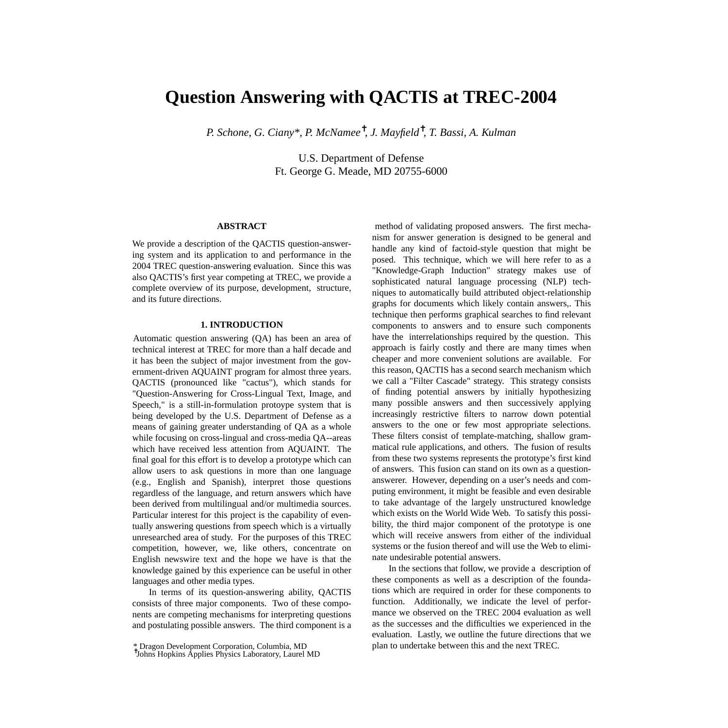# Question Answering with QACTIS at TREC-2004

*P. Schone, G. Ciany\*, P. McNamee*[†]*, J. Mayfield*[†]*, T. Bassi, A. Kulman*

U.S. Department of Defense
Ft. George G. Meade, MD 20755-6000

### ABSTRACT

We provide a description of the QACTIS question-answering system and its application to and performance in the 2004 TREC question-answering evaluation. Since this was also QACTIS's first year competing at TREC, we provide a complete overview of its purpose, development, structure, and its future directions.

## 1. INTRODUCTION

Automatic question answering (QA) has been an area of technical interest at TREC for more than a half decade and it has been the subject of major investment from the government-driven AQUAINT program for almost three years. QACTIS (pronounced like "cactus"), which stands for "Question-Answering for Cross-Lingual Text, Image, and Speech," is a still-in-formulation protoype system that is being developed by the U.S. Department of Defense as a means of gaining greater understanding of QA as a whole while focusing on cross-lingual and cross-media QA--areas which have received less attention from AQUAINT. The final goal for this effort is to develop a prototype which can allow users to ask questions in more than one language (e.g., English and Spanish), interpret those questions regardless of the language, and return answers which have been derived from multilingual and/or multimedia sources. Particular interest for this project is the capability of eventually answering questions from speech which is a virtually unresearched area of study. For the purposes of this TREC competition, however, we, like others, concentrate on English newswire text and the hope we have is that the knowledge gained by this experience can be useful in other languages and other media types.

In terms of its question-answering ability, QACTIS consists of three major components. Two of these components are competing mechanisms for interpreting questions and postulating possible answers. The third component is a method of validating proposed answers. The first mechanism for answer generation is designed to be general and handle any kind of factoid-style question that might be posed. This technique, which we will here refer to as a "Knowledge-Graph Induction" strategy makes use of sophisticated natural language processing (NLP) techniques to automatically build attributed object-relationship graphs for documents which likely contain answers,. This technique then performs graphical searches to find relevant components to answers and to ensure such components have the interrelationships required by the question. This approach is fairly costly and there are many times when cheaper and more convenient solutions are available. For this reason, QACTIS has a second search mechanism which we call a "Filter Cascade" strategy. This strategy consists of finding potential answers by initially hypothesizing many possible answers and then successively applying increasingly restrictive filters to narrow down potential answers to the one or few most appropriate selections. These filters consist of template-matching, shallow grammatical rule applications, and others. The fusion of results from these two systems represents the prototype's first kind of answers. This fusion can stand on its own as a question-answerer. However, depending on a user's needs and computing environment, it might be feasible and even desirable to take advantage of the largely unstructured knowledge which exists on the World Wide Web. To satisfy this possibility, the third major component of the prototype is one which will receive answers from either of the individual systems or the fusion thereof and will use the Web to eliminate undesirable potential answers.

In the sections that follow, we provide a description of these components as well as a description of the foundations which are required in order for these components to function. Additionally, we indicate the level of performance we observed on the TREC 2004 evaluation as well as the successes and the difficulties we experienced in the evaluation. Lastly, we outline the future directions that we plan to undertake between this and the next TREC.

\* Dragon Development Corporation, Columbia, MD
[†]Johns Hopkins Applies Physics Laboratory, Laurel MD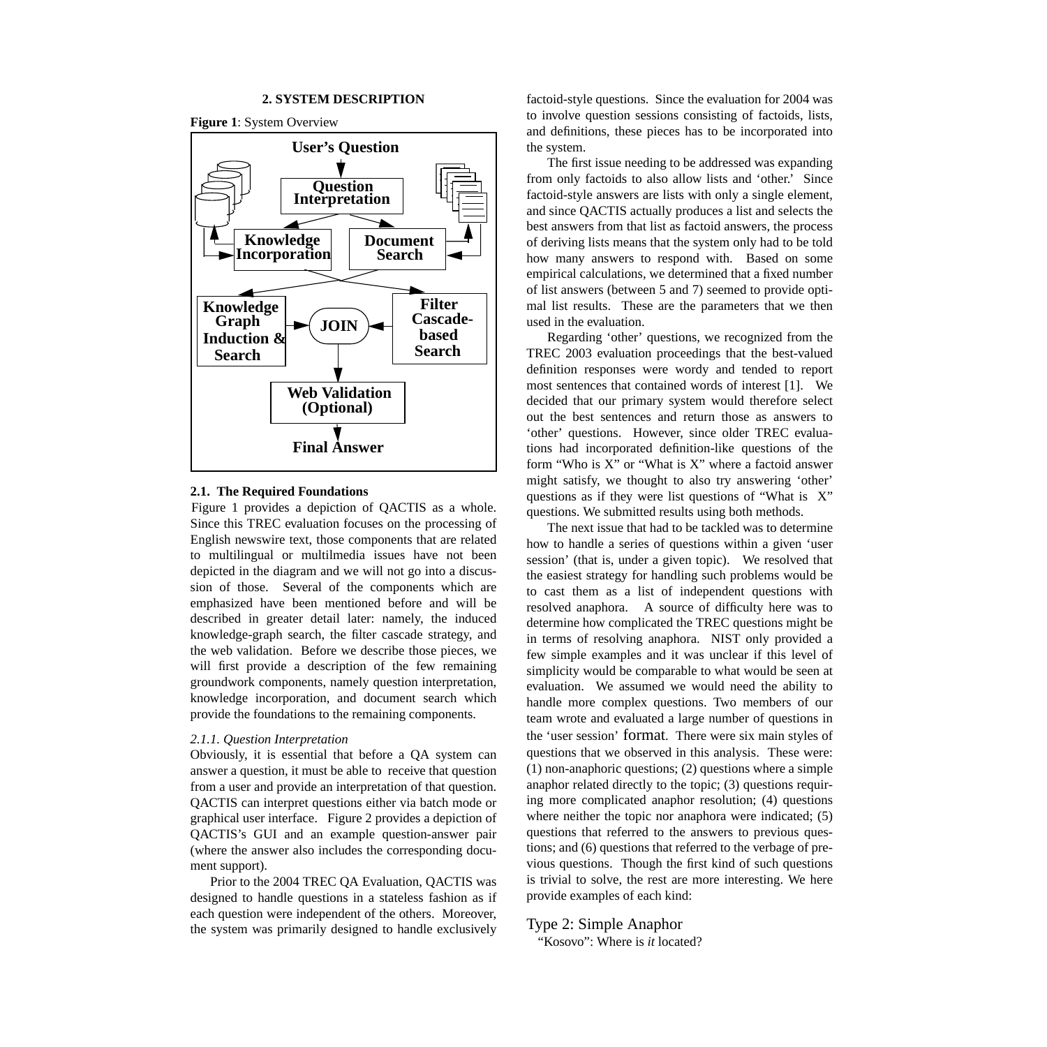## 2. SYSTEM DESCRIPTION

**Figure 1**: System Overview

### 2.1. The Required Foundations

Figure 1 provides a depiction of QACTIS as a whole. Since this TREC evaluation focuses on the processing of English newswire text, those components that are related to multilingual or multilmedia issues have not been depicted in the diagram and we will not go into a discussion of those. Several of the components which are emphasized have been mentioned before and will be described in greater detail later: namely, the induced knowledge-graph search, the filter cascade strategy, and the web validation. Before we describe those pieces, we will first provide a description of the few remaining groundwork components, namely question interpretation, knowledge incorporation, and document search which provide the foundations to the remaining components.

#### *2.1.1. Question Interpretation*

Obviously, it is essential that before a QA system can answer a question, it must be able to receive that question from a user and provide an interpretation of that question. QACTIS can interpret questions either via batch mode or graphical user interface. Figure 2 provides a depiction of QACTIS's GUI and an example question-answer pair (where the answer also includes the corresponding document support).

Prior to the 2004 TREC QA Evaluation, QACTIS was designed to handle questions in a stateless fashion as if each question were independent of the others. Moreover, the system was primarily designed to handle exclusively factoid-style questions. Since the evaluation for 2004 was to involve question sessions consisting of factoids, lists, and definitions, these pieces has to be incorporated into the system.

The first issue needing to be addressed was expanding from only factoids to also allow lists and 'other.' Since factoid-style answers are lists with only a single element, and since QACTIS actually produces a list and selects the best answers from that list as factoid answers, the process of deriving lists means that the system only had to be told how many answers to respond with. Based on some empirical calculations, we determined that a fixed number of list answers (between 5 and 7) seemed to provide optimal list results. These are the parameters that we then used in the evaluation.

Regarding 'other' questions, we recognized from the TREC 2003 evaluation proceedings that the best-valued definition responses were wordy and tended to report most sentences that contained words of interest [1]. We decided that our primary system would therefore select out the best sentences and return those as answers to 'other' questions. However, since older TREC evaluations had incorporated definition-like questions of the form "Who is X" or "What is X" where a factoid answer might satisfy, we thought to also try answering 'other' questions as if they were list questions of "What is X" questions. We submitted results using both methods.

The next issue that had to be tackled was to determine how to handle a series of questions within a given 'user session' (that is, under a given topic). We resolved that the easiest strategy for handling such problems would be to cast them as a list of independent questions with resolved anaphora. A source of difficulty here was to determine how complicated the TREC questions might be in terms of resolving anaphora. NIST only provided a few simple examples and it was unclear if this level of simplicity would be comparable to what would be seen at evaluation. We assumed we would need the ability to handle more complex questions. Two members of our team wrote and evaluated a large number of questions in the 'user session' format. There were six main styles of questions that we observed in this analysis. These were: (1) non-anaphoric questions; (2) questions where a simple anaphor related directly to the topic; (3) questions requiring more complicated anaphor resolution; (4) questions where neither the topic nor anaphora were indicated; (5) questions that referred to the answers to previous questions; and (6) questions that referred to the verbage of previous questions. Though the first kind of such questions is trivial to solve, the rest are more interesting. We here provide examples of each kind:

Type 2: Simple Anaphor

"Kosovo": Where is *it* located?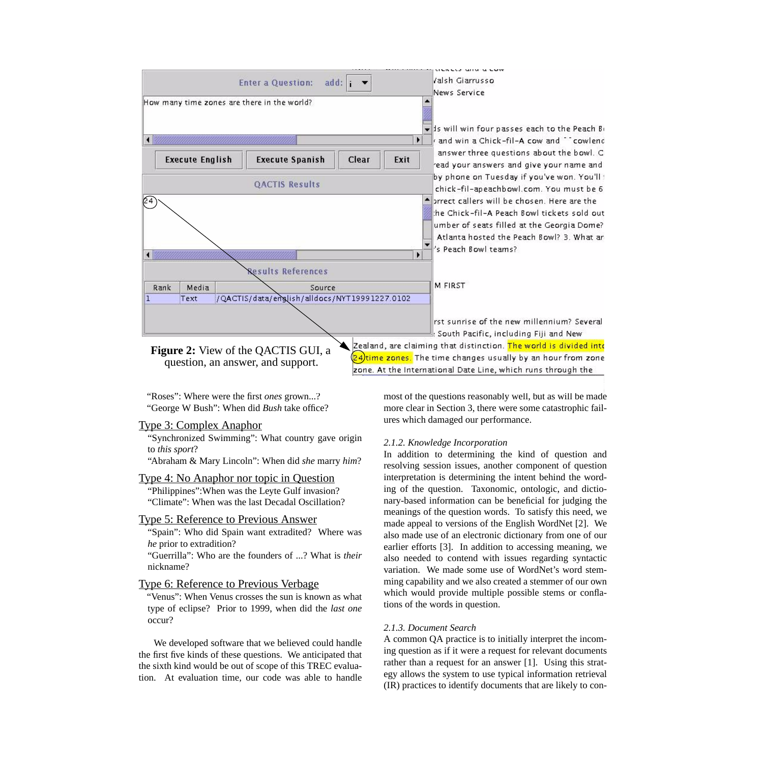**Figure 2:** View of the QACTIS GUI, a question, an answer, and support.

"Roses": Where were the first *ones* grown...?
"George W Bush": When did *Bush* take office?

Type 3: Complex Anaphor

"Synchronized Swimming": What country gave origin to *this sport*?
"Abraham & Mary Lincoln": When did *she* marry *him*?

Type 4: No Anaphor nor topic in Question

"Philippines":When was the Leyte Gulf invasion?
"Climate": When was the last Decadal Oscillation?

Type 5: Reference to Previous Answer

"Spain": Who did Spain want extradited? Where was *he* prior to extradition?
"Guerrilla": Who are the founders of ...? What is *their* nickname?

Type 6: Reference to Previous Verbage

"Venus": When Venus crosses the sun is known as what type of eclipse? Prior to 1999, when did the *last one* occur?

We developed software that we believed could handle the first five kinds of these questions. We anticipated that the sixth kind would be out of scope of this TREC evaluation. At evaluation time, our code was able to handle most of the questions reasonably well, but as will be made more clear in Section 3, there were some catastrophic failures which damaged our performance.

### 2.1.2. Knowledge Incorporation

In addition to determining the kind of question and resolving session issues, another component of question interpretation is determining the intent behind the wording of the question. Taxonomic, ontologic, and dictionary-based information can be beneficial for judging the meanings of the question words. To satisfy this need, we made appeal to versions of the English WordNet [2]. We also made use of an electronic dictionary from one of our earlier efforts [3]. In addition to accessing meaning, we also needed to contend with issues regarding syntactic variation. We made some use of WordNet's word stemming capability and we also created a stemmer of our own which would provide multiple possible stems or conflations of the words in question.

### 2.1.3. Document Search

A common QA practice is to initially interpret the incoming question as if it were a request for relevant documents rather than a request for an answer [1]. Using this strategy allows the system to use typical information retrieval (IR) practices to identify documents that are likely to con-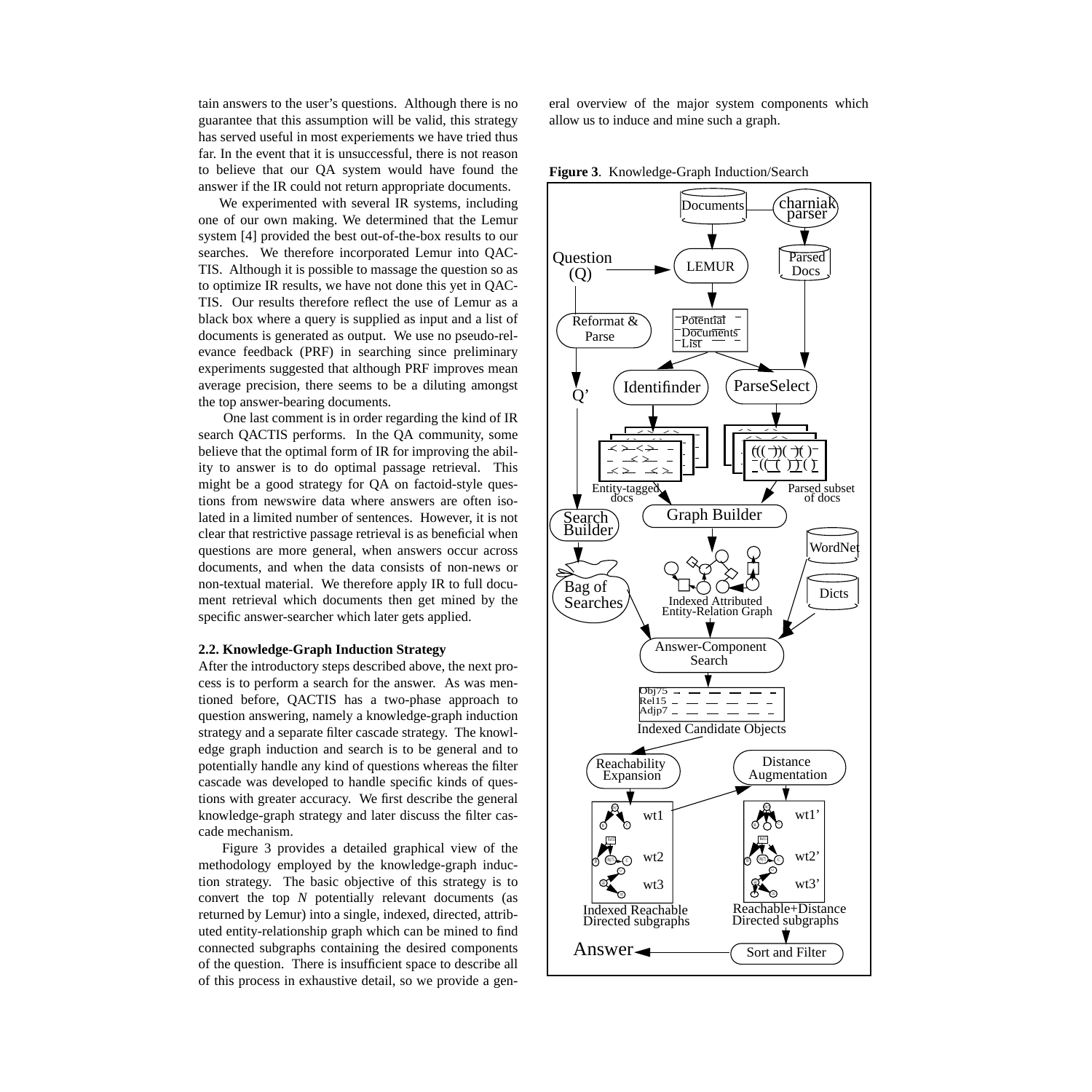tain answers to the user's questions. Although there is no guarantee that this assumption will be valid, this strategy has served useful in most experiements we have tried thus far. In the event that it is unsuccessful, there is not reason to believe that our QA system would have found the answer if the IR could not return appropriate documents.

We experimented with several IR systems, including one of our own making. We determined that the Lemur system [4] provided the best out-of-the-box results to our searches. We therefore incorporated Lemur into QACTIS. Although it is possible to massage the question so as to optimize IR results, we have not done this yet in QACTIS. Our results therefore reflect the use of Lemur as a black box where a query is supplied as input and a list of documents is generated as output. We use no pseudo-relevance feedback (PRF) in searching since preliminary experiments suggested that although PRF improves mean average precision, there seems to be a diluting amongst the top answer-bearing documents.

One last comment is in order regarding the kind of IR search QACTIS performs. In the QA community, some believe that the optimal form of IR for improving the ability to answer is to do optimal passage retrieval. This might be a good strategy for QA on factoid-style questions from newswire data where answers are often isolated in a limited number of sentences. However, it is not clear that restrictive passage retrieval is as beneficial when questions are more general, when answers occur across documents, and when the data consists of non-news or non-textual material. We therefore apply IR to full document retrieval which documents then get mined by the specific answer-searcher which later gets applied.

### 2.2. Knowledge-Graph Induction Strategy

After the introductory steps described above, the next process is to perform a search for the answer. As was mentioned before, QACTIS has a two-phase approach to question answering, namely a knowledge-graph induction strategy and a separate filter cascade strategy. The knowledge graph induction and search is to be general and to potentially handle any kind of questions whereas the filter cascade was developed to handle specific kinds of questions with greater accuracy. We first describe the general knowledge-graph strategy and later discuss the filter cascade mechanism.

Figure 3 provides a detailed graphical view of the methodology employed by the knowledge-graph induction strategy. The basic objective of this strategy is to convert the top *N* potentially relevant documents (as returned by Lemur) into a single, indexed, directed, attributed entity-relationship graph which can be mined to find connected subgraphs containing the desired components of the question. There is insufficient space to describe all of this process in exhaustive detail, so we provide a general overview of the major system components which allow us to induce and mine such a graph.

**Figure 3**. Knowledge-Graph Induction/Search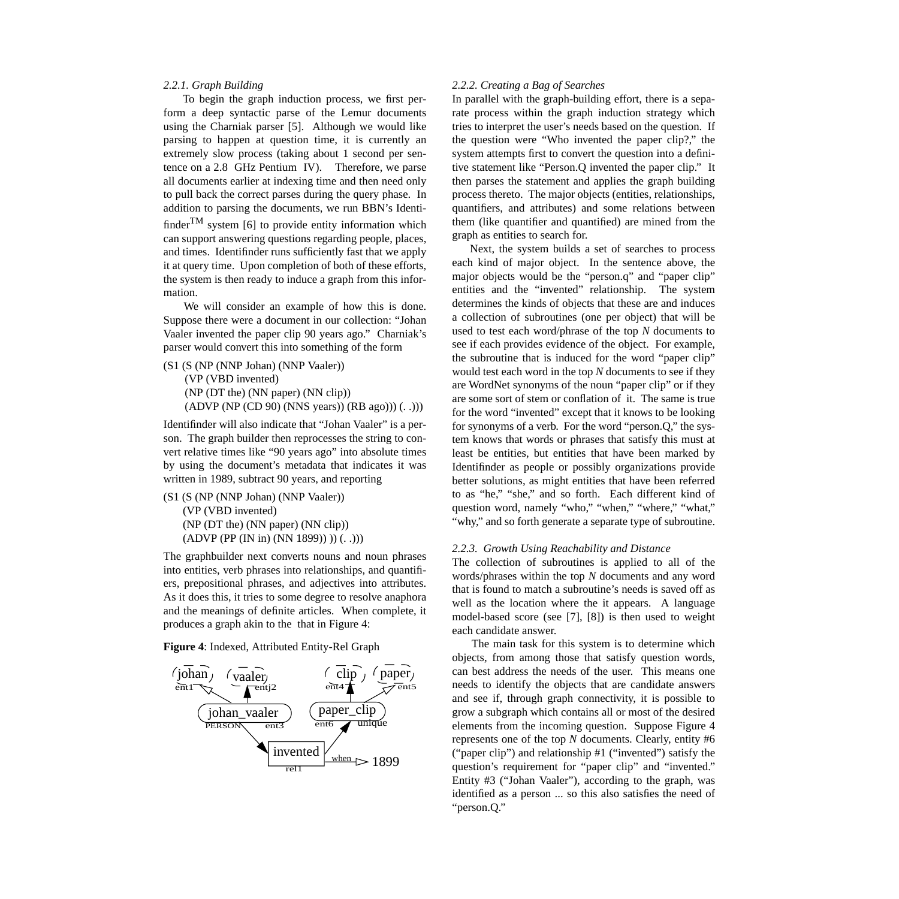### 2.2.1. Graph Building

To begin the graph induction process, we first perform a deep syntactic parse of the Lemur documents using the Charniak parser [5]. Although we would like parsing to happen at question time, it is currently an extremely slow process (taking about 1 second per sentence on a 2.8 GHz Pentium IV). Therefore, we parse all documents earlier at indexing time and then need only to pull back the correct parses during the query phase. In addition to parsing the documents, we run BBN's Identifinder™ system [6] to provide entity information which can support answering questions regarding people, places, and times. Identifinder runs sufficiently fast that we apply it at query time. Upon completion of both of these efforts, the system is then ready to induce a graph from this information.

We will consider an example of how this is done. Suppose there were a document in our collection: "Johan Vaaler invented the paper clip 90 years ago." Charniak's parser would convert this into something of the form

```
(S1 (S (NP (NNP Johan) (NNP Vaaler))
    (VP (VBD invented)
    (NP (DT the) (NN paper) (NN clip))
    (ADVP (NP (CD 90) (NNS years)) (RB ago))) (. .)))
```

Identifinder will also indicate that "Johan Vaaler" is a person. The graph builder then reprocesses the string to convert relative times like "90 years ago" into absolute times by using the document's metadata that indicates it was written in 1989, subtract 90 years, and reporting

```
(S1 (S (NP (NNP Johan) (NNP Vaaler))
    (VP (VBD invented)
    (NP (DT the) (NN paper) (NN clip))
    (ADVP (PP (IN in) (NN 1899)) )) (. .)))
```

The graphbuilder next converts nouns and noun phrases into entities, verb phrases into relationships, and quantifiers, prepositional phrases, and adjectives into attributes. As it does this, it tries to some degree to resolve anaphora and the meanings of definite articles. When complete, it produces a graph akin to the that in Figure 4:

**Figure 4**: Indexed, Attributed Entity-Rel Graph

### 2.2.2. Creating a Bag of Searches

In parallel with the graph-building effort, there is a separate process within the graph induction strategy which tries to interpret the user's needs based on the question. If the question were "Who invented the paper clip?," the system attempts first to convert the question into a definitive statement like "Person.Q invented the paper clip." It then parses the statement and applies the graph building process thereto. The major objects (entities, relationships, quantifiers, and attributes) and some relations between them (like quantifier and quantified) are mined from the graph as entities to search for.

Next, the system builds a set of searches to process each kind of major object. In the sentence above, the major objects would be the "person.q" and "paper clip" entities and the "invented" relationship. The system determines the kinds of objects that these are and induces a collection of subroutines (one per object) that will be used to test each word/phrase of the top *N* documents to see if each provides evidence of the object. For example, the subroutine that is induced for the word "paper clip" would test each word in the top *N* documents to see if they are WordNet synonyms of the noun "paper clip" or if they are some sort of stem or conflation of it. The same is true for the word "invented" except that it knows to be looking for synonyms of a verb. For the word "person.Q," the system knows that words or phrases that satisfy this must at least be entities, but entities that have been marked by Identifinder as people or possibly organizations provide better solutions, as might entities that have been referred to as "he," "she," and so forth. Each different kind of question word, namely "who," "when," "where," "what," "why," and so forth generate a separate type of subroutine.

### 2.2.3. Growth Using Reachability and Distance

The collection of subroutines is applied to all of the words/phrases within the top *N* documents and any word that is found to match a subroutine's needs is saved off as well as the location where the it appears. A language model-based score (see [7], [8]) is then used to weight each candidate answer.

The main task for this system is to determine which objects, from among those that satisfy question words, can best address the needs of the user. This means one needs to identify the objects that are candidate answers and see if, through graph connectivity, it is possible to grow a subgraph which contains all or most of the desired elements from the incoming question. Suppose Figure 4 represents one of the top *N* documents. Clearly, entity #6 ("paper clip") and relationship #1 ("invented") satisfy the question's requirement for "paper clip" and "invented." Entity #3 ("Johan Vaaler"), according to the graph, was identified as a person ... so this also satisfies the need of "person.Q."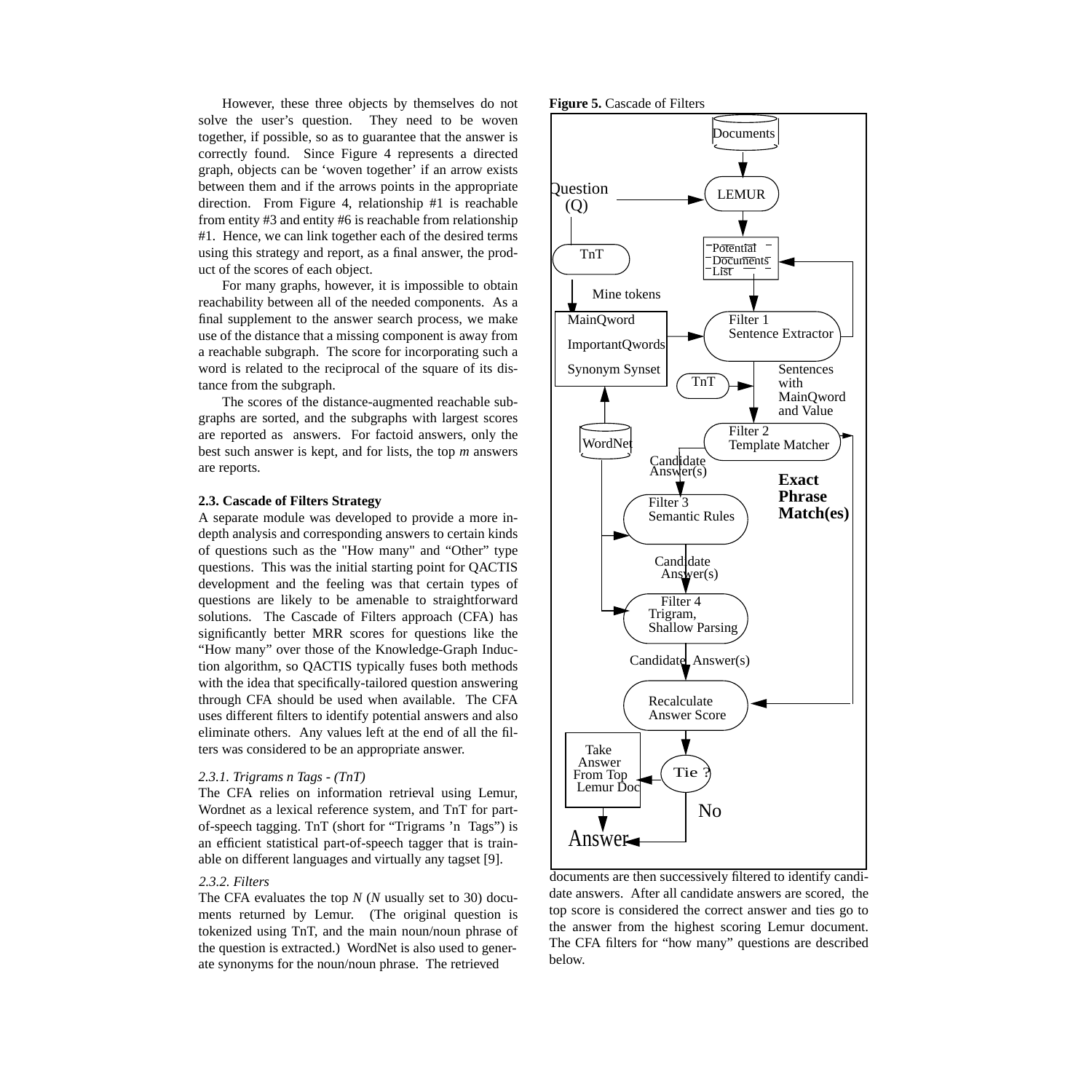However, these three objects by themselves do not solve the user's question. They need to be woven together, if possible, so as to guarantee that the answer is correctly found. Since Figure 4 represents a directed graph, objects can be 'woven together' if an arrow exists between them and if the arrows points in the appropriate direction. From Figure 4, relationship #1 is reachable from entity #3 and entity #6 is reachable from relationship #1. Hence, we can link together each of the desired terms using this strategy and report, as a final answer, the product of the scores of each object.

For many graphs, however, it is impossible to obtain reachability between all of the needed components. As a final supplement to the answer search process, we make use of the distance that a missing component is away from a reachable subgraph. The score for incorporating such a word is related to the reciprocal of the square of its distance from the subgraph.

The scores of the distance-augmented reachable subgraphs are sorted, and the subgraphs with largest scores are reported as answers. For factoid answers, only the best such answer is kept, and for lists, the top *m* answers are reports.

### 2.3. Cascade of Filters Strategy

A separate module was developed to provide a more in-depth analysis and corresponding answers to certain kinds of questions such as the "How many" and "Other" type questions. This was the initial starting point for QACTIS development and the feeling was that certain types of questions are likely to be amenable to straightforward solutions. The Cascade of Filters approach (CFA) has significantly better MRR scores for questions like the "How many" over those of the Knowledge-Graph Induction algorithm, so QACTIS typically fuses both methods with the idea that specifically-tailored question answering through CFA should be used when available. The CFA uses different filters to identify potential answers and also eliminate others. Any values left at the end of all the filters was considered to be an appropriate answer.

#### *2.3.1. Trigrams n Tags - (TnT)*

The CFA relies on information retrieval using Lemur, Wordnet as a lexical reference system, and TnT for part-of-speech tagging. TnT (short for "Trigrams 'n Tags") is an efficient statistical part-of-speech tagger that is trainable on different languages and virtually any tagset [9].

#### *2.3.2. Filters*

The CFA evaluates the top *N* (*N* usually set to 30) documents returned by Lemur. (The original question is tokenized using TnT, and the main noun/noun phrase of the question is extracted.) WordNet is also used to generate synonyms for the noun/noun phrase. The retrieved

**Figure 5.** Cascade of Filters

documents are then successively filtered to identify candidate answers. After all candidate answers are scored, the top score is considered the correct answer and ties go to the answer from the highest scoring Lemur document. The CFA filters for "how many" questions are described below.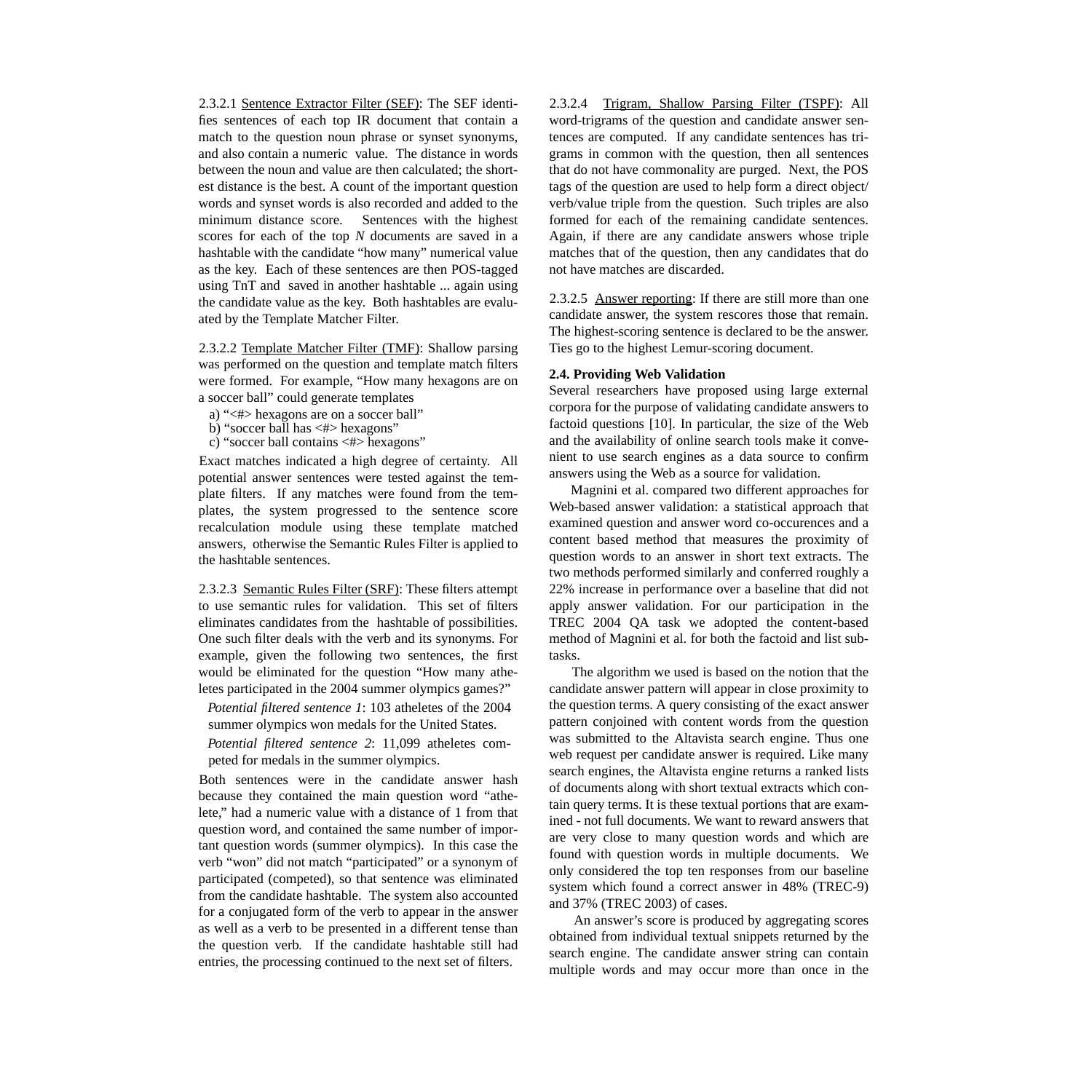2.3.2.1 Sentence Extractor Filter (SEF): The SEF identifies sentences of each top IR document that contain a match to the question noun phrase or synset synonyms, and also contain a numeric value. The distance in words between the noun and value are then calculated; the shortest distance is the best. A count of the important question words and synset words is also recorded and added to the minimum distance score. Sentences with the highest scores for each of the top *N* documents are saved in a hashtable with the candidate "how many" numerical value as the key. Each of these sentences are then POS-tagged using TnT and saved in another hashtable ... again using the candidate value as the key. Both hashtables are evaluated by the Template Matcher Filter.

2.3.2.2 Template Matcher Filter (TMF): Shallow parsing was performed on the question and template match filters were formed. For example, "How many hexagons are on a soccer ball" could generate templates

a) "<#> hexagons are on a soccer ball"
b) "soccer ball has <#> hexagons"
c) "soccer ball contains <#> hexagons"

Exact matches indicated a high degree of certainty. All potential answer sentences were tested against the template filters. If any matches were found from the templates, the system progressed to the sentence score recalculation module using these template matched answers, otherwise the Semantic Rules Filter is applied to the hashtable sentences.

2.3.2.3 Semantic Rules Filter (SRF): These filters attempt to use semantic rules for validation. This set of filters eliminates candidates from the hashtable of possibilities. One such filter deals with the verb and its synonyms. For example, given the following two sentences, the first would be eliminated for the question "How many atheletes participated in the 2004 summer olympics games?"

*Potential filtered sentence 1*: 103 atheletes of the 2004 summer olympics won medals for the United States.

*Potential filtered sentence 2*: 11,099 atheletes competed for medals in the summer olympics.

Both sentences were in the candidate answer hash because they contained the main question word "athelete," had a numeric value with a distance of 1 from that question word, and contained the same number of important question words (summer olympics). In this case the verb "won" did not match "participated" or a synonym of participated (competed), so that sentence was eliminated from the candidate hashtable. The system also accounted for a conjugated form of the verb to appear in the answer as well as a verb to be presented in a different tense than the question verb. If the candidate hashtable still had entries, the processing continued to the next set of filters.

2.3.2.4 Trigram, Shallow Parsing Filter (TSPF): All word-trigrams of the question and candidate answer sentences are computed. If any candidate sentences has trigrams in common with the question, then all sentences that do not have commonality are purged. Next, the POS tags of the question are used to help form a direct object/verb/value triple from the question. Such triples are also formed for each of the remaining candidate sentences. Again, if there are any candidate answers whose triple matches that of the question, then any candidates that do not have matches are discarded.

2.3.2.5 Answer reporting: If there are still more than one candidate answer, the system rescores those that remain. The highest-scoring sentence is declared to be the answer. Ties go to the highest Lemur-scoring document.

**2.4. Providing Web Validation**

Several researchers have proposed using large external corpora for the purpose of validating candidate answers to factoid questions [10]. In particular, the size of the Web and the availability of online search tools make it convenient to use search engines as a data source to confirm answers using the Web as a source for validation.

Magnini et al. compared two different approaches for Web-based answer validation: a statistical approach that examined question and answer word co-occurences and a content based method that measures the proximity of question words to an answer in short text extracts. The two methods performed similarly and conferred roughly a 22% increase in performance over a baseline that did not apply answer validation. For our participation in the TREC 2004 QA task we adopted the content-based method of Magnini et al. for both the factoid and list subtasks.

The algorithm we used is based on the notion that the candidate answer pattern will appear in close proximity to the question terms. A query consisting of the exact answer pattern conjoined with content words from the question was submitted to the Altavista search engine. Thus one web request per candidate answer is required. Like many search engines, the Altavista engine returns a ranked lists of documents along with short textual extracts which contain query terms. It is these textual portions that are examined - not full documents. We want to reward answers that are very close to many question words and which are found with question words in multiple documents. We only considered the top ten responses from our baseline system which found a correct answer in 48% (TREC-9) and 37% (TREC 2003) of cases.

An answer's score is produced by aggregating scores obtained from individual textual snippets returned by the search engine. The candidate answer string can contain multiple words and may occur more than once in the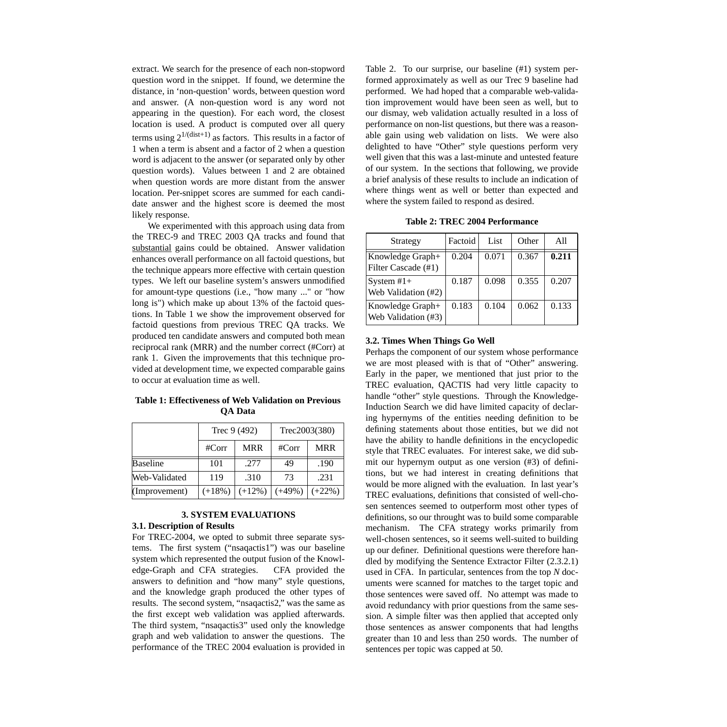extract. We search for the presence of each non-stopword question word in the snippet. If found, we determine the distance, in 'non-question' words, between question word and answer. (A non-question word is any word not appearing in the question). For each word, the closest location is used. A product is computed over all query terms using $2^{1/(\text{dist}+1)}$ as factors. This results in a factor of 1 when a term is absent and a factor of 2 when a question word is adjacent to the answer (or separated only by other question words). Values between 1 and 2 are obtained when question words are more distant from the answer location. Per-snippet scores are summed for each candidate answer and the highest score is deemed the most likely response.

We experimented with this approach using data from the TREC-9 and TREC 2003 QA tracks and found that substantial gains could be obtained. Answer validation enhances overall performance on all factoid questions, but the technique appears more effective with certain question types. We left our baseline system's answers unmodified for amount-type questions (i.e., "how many ..." or "how long is") which make up about 13% of the factoid questions. In Table 1 we show the improvement observed for factoid questions from previous TREC QA tracks. We produced ten candidate answers and computed both mean reciprocal rank (MRR) and the number correct (#Corr) at rank 1. Given the improvements that this technique provided at development time, we expected comparable gains to occur at evaluation time as well.

**Table 1: Effectiveness of Web Validation on Previous QA Data**

| | Trec 9 (492) | | Trec2003(380) | |
|---|---|---|---|---|
| | #Corr | MRR | #Corr | MRR |
| Baseline | 101 | .277 | 49 | .190 |
| Web-Validated | 119 | .310 | 73 | .231 |
| (Improvement) | (+18%) | (+12%) | (+49%) | (+22%) |

### 3. SYSTEM EVALUATIONS

#### 3.1. Description of Results

For TREC-2004, we opted to submit three separate systems. The first system ("nsaqactis1") was our baseline system which represented the output fusion of the Knowledge-Graph and CFA strategies. CFA provided the answers to definition and "how many" style questions, and the knowledge graph produced the other types of results. The second system, "nsaqactis2," was the same as the first except web validation was applied afterwards. The third system, "nsaqactis3" used only the knowledge graph and web validation to answer the questions. The performance of the TREC 2004 evaluation is provided in Table 2. To our surprise, our baseline (#1) system performed approximately as well as our Trec 9 baseline had performed. We had hoped that a comparable web-validation improvement would have been seen as well, but to our dismay, web validation actually resulted in a loss of performance on non-list questions, but there was a reasonable gain using web validation on lists. We were also delighted to have "Other" style questions perform very well given that this was a last-minute and untested feature of our system. In the sections that following, we provide a brief analysis of these results to include an indication of where things went as well or better than expected and where the system failed to respond as desired.

**Table 2: TREC 2004 Performance**

| Strategy | Factoid | List | Other | All |
|---|---|---|---|---|
| Knowledge Graph+ Filter Cascade (#1) | 0.204 | 0.071 | 0.367 | **0.211** |
| System #1+ Web Validation (#2) | 0.187 | 0.098 | 0.355 | 0.207 |
| Knowledge Graph+ Web Validation (#3) | 0.183 | 0.104 | 0.062 | 0.133 |

#### 3.2. Times When Things Go Well

Perhaps the component of our system whose performance we are most pleased with is that of "Other" answering. Early in the paper, we mentioned that just prior to the TREC evaluation, QACTIS had very little capacity to handle "other" style questions. Through the Knowledge-Induction Search we did have limited capacity of declaring hypernyms of the entities needing definition to be defining statements about those entities, but we did not have the ability to handle definitions in the encyclopedic style that TREC evaluates. For interest sake, we did submit our hypernym output as one version (#3) of definitions, but we had interest in creating definitions that would be more aligned with the evaluation. In last year's TREC evaluations, definitions that consisted of well-chosen sentences seemed to outperform most other types of definitions, so our throught was to build some comparable mechanism. The CFA strategy works primarily from well-chosen sentences, so it seems well-suited to building up our definer. Definitional questions were therefore handled by modifying the Sentence Extractor Filter (2.3.2.1) used in CFA. In particular, sentences from the top *N* documents were scanned for matches to the target topic and those sentences were saved off. No attempt was made to avoid redundancy with prior questions from the same session. A simple filter was then applied that accepted only those sentences as answer components that had lengths greater than 10 and less than 250 words. The number of sentences per topic was capped at 50.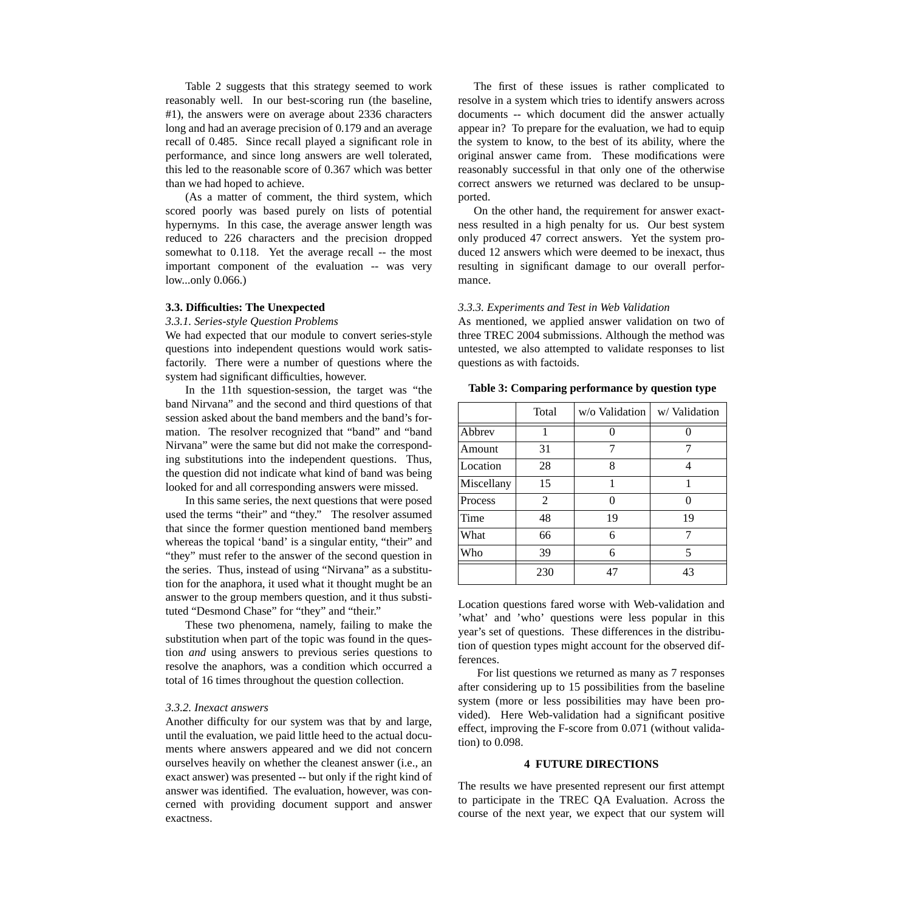Table 2 suggests that this strategy seemed to work reasonably well. In our best-scoring run (the baseline, #1), the answers were on average about 2336 characters long and had an average precision of 0.179 and an average recall of 0.485. Since recall played a significant role in performance, and since long answers are well tolerated, this led to the reasonable score of 0.367 which was better than we had hoped to achieve.

(As a matter of comment, the third system, which scored poorly was based purely on lists of potential hypernyms. In this case, the average answer length was reduced to 226 characters and the precision dropped somewhat to 0.118. Yet the average recall -- the most important component of the evaluation -- was very low...only 0.066.)

### 3.3. Difficulties: The Unexpected

*3.3.1. Series-style Question Problems*

We had expected that our module to convert series-style questions into independent questions would work satisfactorily. There were a number of questions where the system had significant difficulties, however.

In the 11th squestion-session, the target was "the band Nirvana" and the second and third questions of that session asked about the band members and the band's formation. The resolver recognized that "band" and "band Nirvana" were the same but did not make the corresponding substitutions into the independent questions. Thus, the question did not indicate what kind of band was being looked for and all corresponding answers were missed.

In this same series, the next questions that were posed used the terms "their" and "they." The resolver assumed that since the former question mentioned band members whereas the topical 'band' is a singular entity, "their" and "they" must refer to the answer of the second question in the series. Thus, instead of using "Nirvana" as a substitution for the anaphora, it used what it thought mught be an answer to the group members question, and it thus substituted "Desmond Chase" for "they" and "their."

These two phenomena, namely, failing to make the substitution when part of the topic was found in the question *and* using answers to previous series questions to resolve the anaphors, was a condition which occurred a total of 16 times throughout the question collection.

*3.3.2. Inexact answers*

Another difficulty for our system was that by and large, until the evaluation, we paid little heed to the actual documents where answers appeared and we did not concern ourselves heavily on whether the cleanest answer (i.e., an exact answer) was presented -- but only if the right kind of answer was identified. The evaluation, however, was concerned with providing document support and answer exactness.

The first of these issues is rather complicated to resolve in a system which tries to identify answers across documents -- which document did the answer actually appear in? To prepare for the evaluation, we had to equip the system to know, to the best of its ability, where the original answer came from. These modifications were reasonably successful in that only one of the otherwise correct answers we returned was declared to be unsupported.

On the other hand, the requirement for answer exactness resulted in a high penalty for us. Our best system only produced 47 correct answers. Yet the system produced 12 answers which were deemed to be inexact, thus resulting in significant damage to our overall performance.

*3.3.3. Experiments and Test in Web Validation*

As mentioned, we applied answer validation on two of three TREC 2004 submissions. Although the method was untested, we also attempted to validate responses to list questions as with factoids.

**Table 3: Comparing performance by question type**

| | Total | w/o Validation | w/ Validation |
|---|---|---|---|
| Abbrev | 1 | 0 | 0 |
| Amount | 31 | 7 | 7 |
| Location | 28 | 8 | 4 |
| Miscellany | 15 | 1 | 1 |
| Process | 2 | 0 | 0 |
| Time | 48 | 19 | 19 |
| What | 66 | 6 | 7 |
| Who | 39 | 6 | 5 |
| | 230 | 47 | 43 |

Location questions fared worse with Web-validation and 'what' and 'who' questions were less popular in this year's set of questions. These differences in the distribution of question types might account for the observed differences.

For list questions we returned as many as 7 responses after considering up to 15 possibilities from the baseline system (more or less possibilities may have been provided). Here Web-validation had a significant positive effect, improving the F-score from 0.071 (without validation) to 0.098.

## 4 FUTURE DIRECTIONS

The results we have presented represent our first attempt to participate in the TREC QA Evaluation. Across the course of the next year, we expect that our system will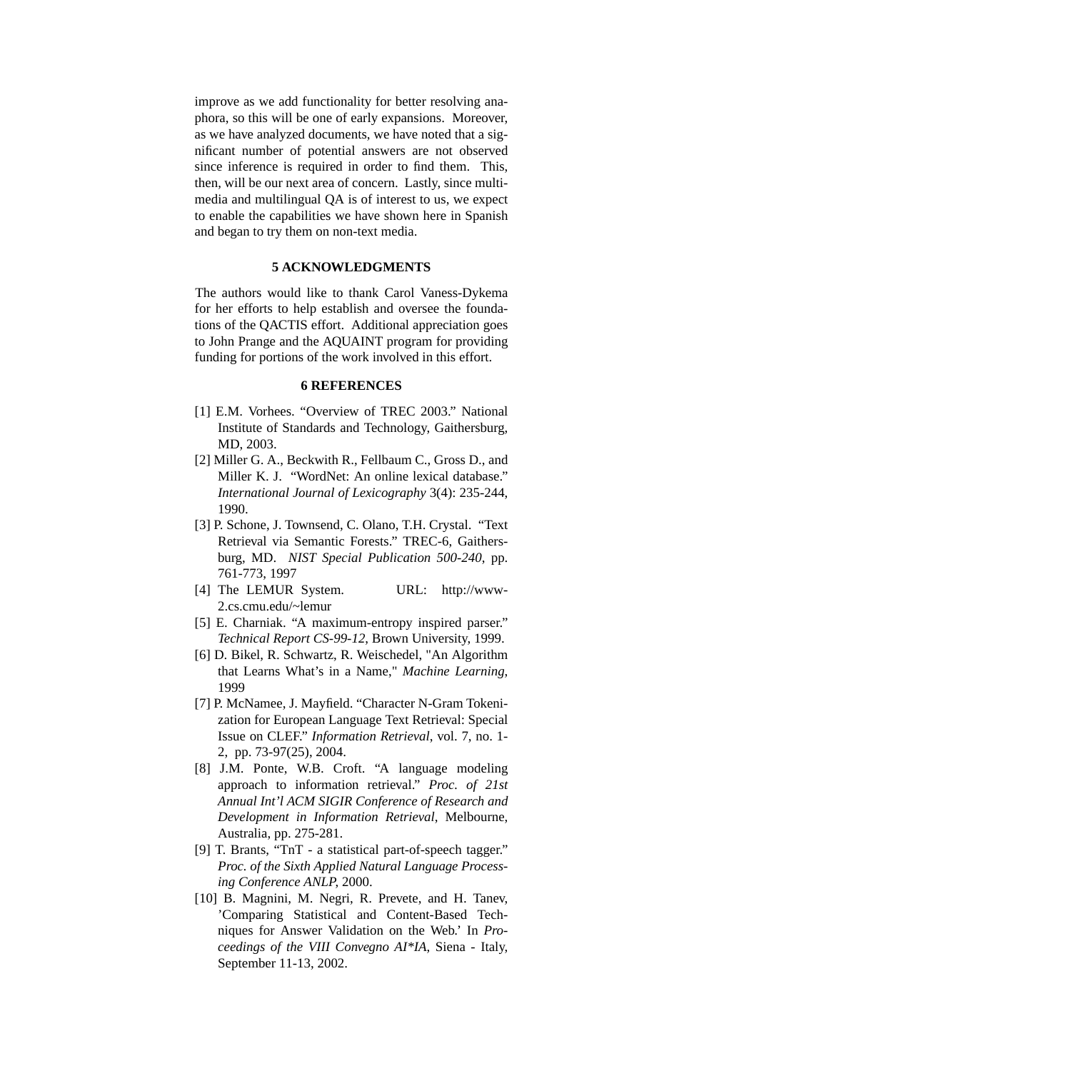improve as we add functionality for better resolving anaphora, so this will be one of early expansions. Moreover, as we have analyzed documents, we have noted that a significant number of potential answers are not observed since inference is required in order to find them. This, then, will be our next area of concern. Lastly, since multimedia and multilingual QA is of interest to us, we expect to enable the capabilities we have shown here in Spanish and began to try them on non-text media.

## 5 ACKNOWLEDGMENTS

The authors would like to thank Carol Vaness-Dykema for her efforts to help establish and oversee the foundations of the QACTIS effort. Additional appreciation goes to John Prange and the AQUAINT program for providing funding for portions of the work involved in this effort.

## 6 REFERENCES

[1] E.M. Vorhees. "Overview of TREC 2003." National Institute of Standards and Technology, Gaithersburg, MD, 2003.

[2] Miller G. A., Beckwith R., Fellbaum C., Gross D., and Miller K. J. "WordNet: An online lexical database." *International Journal of Lexicography* 3(4): 235-244, 1990.

[3] P. Schone, J. Townsend, C. Olano, T.H. Crystal. "Text Retrieval via Semantic Forests." TREC-6, Gaithersburg, MD. *NIST Special Publication 500-240*, pp. 761-773, 1997

[4] The LEMUR System. URL: http://www-2.cs.cmu.edu/~lemur

[5] E. Charniak. "A maximum-entropy inspired parser." *Technical Report CS-99-12*, Brown University, 1999.

[6] D. Bikel, R. Schwartz, R. Weischedel, "An Algorithm that Learns What's in a Name," *Machine Learning*, 1999

[7] P. McNamee, J. Mayfield. "Character N-Gram Tokenization for European Language Text Retrieval: Special Issue on CLEF." *Information Retrieval*, vol. 7, no. 1-2, pp. 73-97(25), 2004.

[8] J.M. Ponte, W.B. Croft. "A language modeling approach to information retrieval." *Proc. of 21st Annual Int'l ACM SIGIR Conference of Research and Development in Information Retrieval*, Melbourne, Australia, pp. 275-281.

[9] T. Brants, "TnT - a statistical part-of-speech tagger." *Proc. of the Sixth Applied Natural Language Processing Conference ANLP*, 2000.

[10] B. Magnini, M. Negri, R. Prevete, and H. Tanev, 'Comparing Statistical and Content-Based Techniques for Answer Validation on the Web.' In *Proceedings of the VIII Convegno AI*IA*, Siena - Italy, September 11-13, 2002.